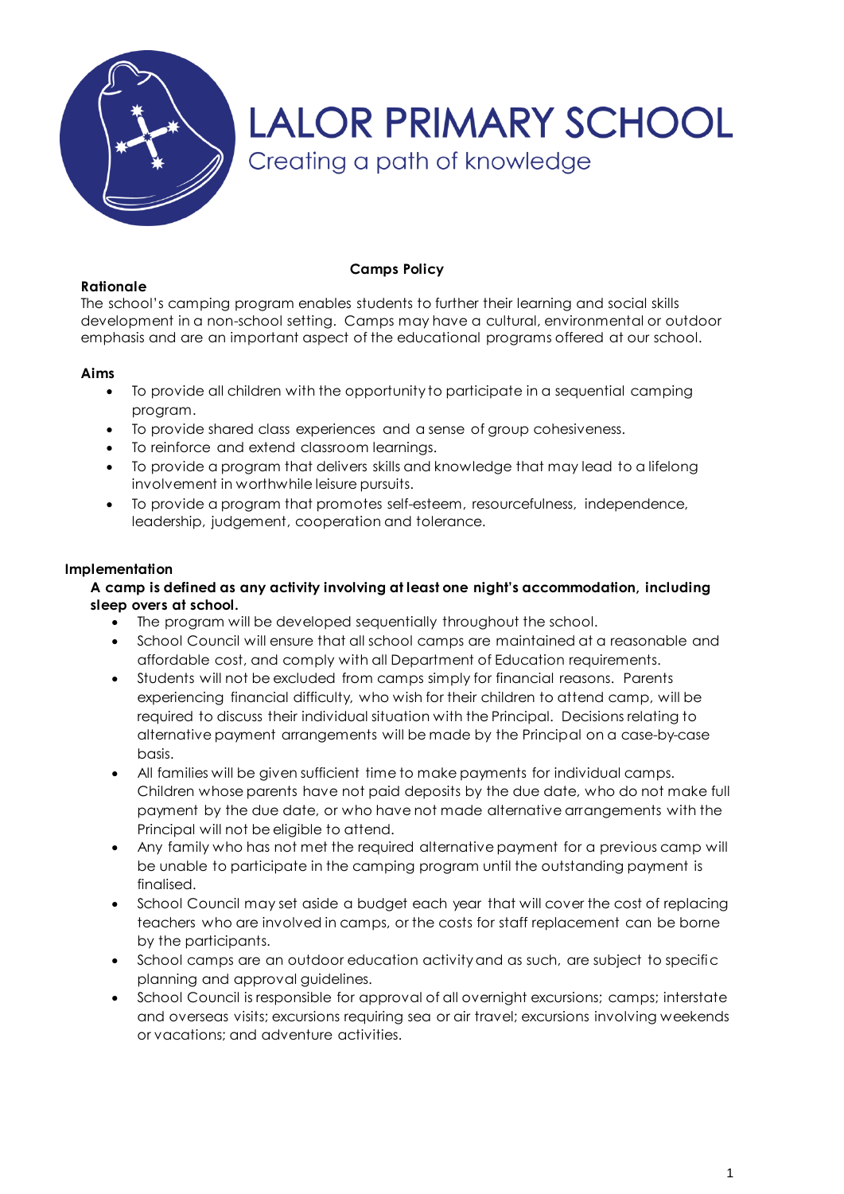# LALOR PRIMARY SCHOOL

Creating a path of knowledge

## Camps Policy

### Rationale

The school's camping program enables students to further their learning and social skills development in a non-school setting. Camps may have a cultural, environmental or outdoor emphasis and are an important aspect of the educational programs offered at our school.

### Aims

- To provide all children with the opportunity to participate in a sequential camping program.
- To provide shared class experiences and a sense of group cohesiveness.
- To reinforce and extend classroom learnings.
- To provide a program that delivers skills and knowledge that may lead to a lifelong involvement in worthwhile leisure pursuits.
- To provide a program that promotes self-esteem, resourcefulness, independence, leadership, judgement, cooperation and tolerance.

### Implementation

**A camp is defined as any activity involving at least one night's accommodation, including sleep overs at school.**

- The program will be developed sequentially throughout the school.
- School Council will ensure that all school camps are maintained at a reasonable and affordable cost, and comply with all Department of Education requirements.
- Students will not be excluded from camps simply for financial reasons. Parents experiencing financial difficulty, who wish for their children to attend camp, will be required to discuss their individual situation with the Principal. Decisions relating to alternative payment arrangements will be made by the Principal on a case-by-case basis.
- All families will be given sufficient time to make payments for individual camps. Children whose parents have not paid deposits by the due date, who do not make full payment by the due date, or who have not made alternative arrangements with the Principal will not be eligible to attend.
- Any family who has not met the required alternative payment for a previous camp will be unable to participate in the camping program until the outstanding payment is finalised.
- School Council may set aside a budget each year that will cover the cost of replacing teachers who are involved in camps, or the costs for staff replacement can be borne by the participants.
- School camps are an outdoor education activity and as such, are subject to specific planning and approval guidelines.
- School Council is responsible for approval of all overnight excursions; camps; interstate and overseas visits; excursions requiring sea or air travel; excursions involving weekends or vacations; and adventure activities.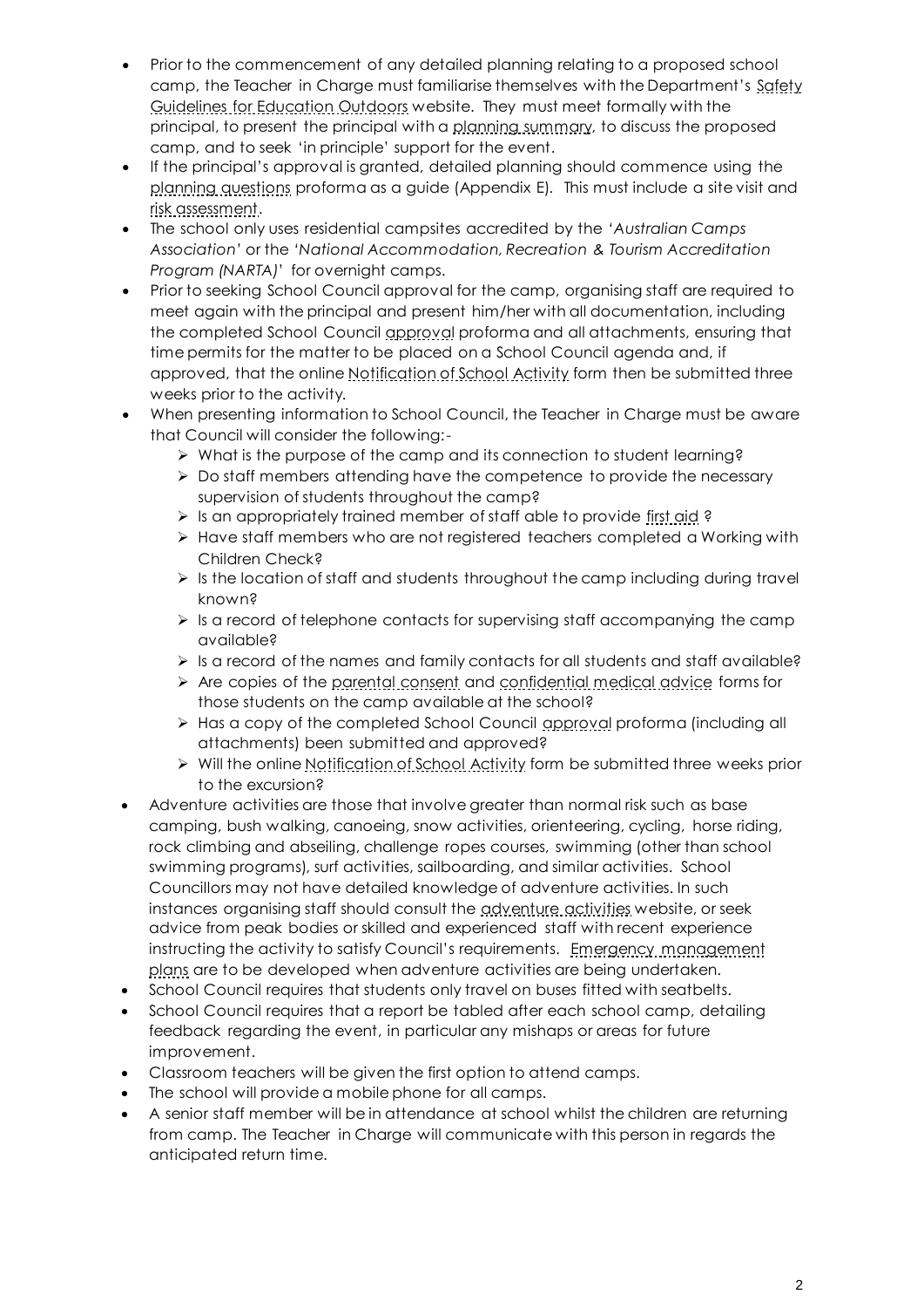- Prior to the commencement of any detailed planning relating to a proposed school camp, the Teacher in Charge must familiarise themselves with the Department's Safety Guidelines for Education Outdoors website. They must meet formally with the principal, to present the principal with a planning summary, to discuss the proposed camp, and to seek 'in principle' support for the event.
- If the principal's approval is granted, detailed planning should commence using the planning questions proforma as a guide (Appendix E). This must include a site visit and risk assessment.
- The school only uses residential campsites accredited by the '*Australian Camps Association*' or the '*National Accommodation, Recreation & Tourism Accreditation Program (NARTA)*' for overnight camps.
- Prior to seeking School Council approval for the camp, organising staff are required to meet again with the principal and present him/her with all documentation, including the completed School Council approval proforma and all attachments, ensuring that time permits for the matter to be placed on a School Council agenda and, if approved, that the online Notification of School Activity form then be submitted three weeks prior to the activity.
- When presenting information to School Council, the Teacher in Charge must be aware that Council will consider the following:-
  - What is the purpose of the camp and its connection to student learning?
  - Do staff members attending have the competence to provide the necessary supervision of students throughout the camp?
  - Is an appropriately trained member of staff able to provide first aid ?
  - Have staff members who are not registered teachers completed a Working with Children Check?
  - Is the location of staff and students throughout the camp including during travel known?
  - Is a record of telephone contacts for supervising staff accompanying the camp available?
  - Is a record of the names and family contacts for all students and staff available?
  - Are copies of the parental consent and confidential medical advice forms for those students on the camp available at the school?
  - Has a copy of the completed School Council approval proforma (including all attachments) been submitted and approved?
  - Will the online Notification of School Activity form be submitted three weeks prior to the excursion?
- Adventure activities are those that involve greater than normal risk such as base camping, bush walking, canoeing, snow activities, orienteering, cycling, horse riding, rock climbing and abseiling, challenge ropes courses, swimming (other than school swimming programs), surf activities, sailboarding, and similar activities. School Councillors may not have detailed knowledge of adventure activities. In such instances organising staff should consult the adventure activities website, or seek advice from peak bodies or skilled and experienced staff with recent experience instructing the activity to satisfy Council's requirements. Emergency management plans are to be developed when adventure activities are being undertaken.
- School Council requires that students only travel on buses fitted with seatbelts.
- School Council requires that a report be tabled after each school camp, detailing feedback regarding the event, in particular any mishaps or areas for future improvement.
- Classroom teachers will be given the first option to attend camps.
- The school will provide a mobile phone for all camps.
- A senior staff member will be in attendance at school whilst the children are returning from camp. The Teacher in Charge will communicate with this person in regards the anticipated return time.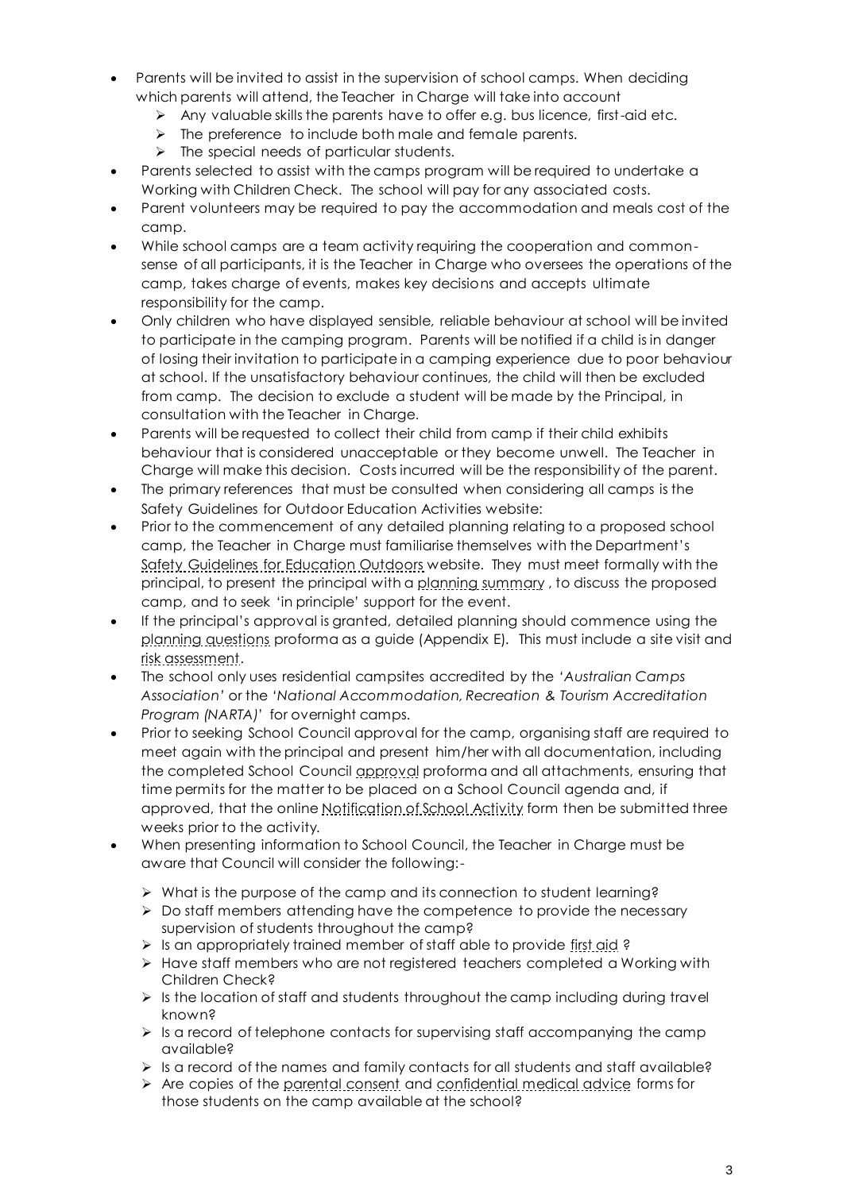- Parents will be invited to assist in the supervision of school camps. When deciding which parents will attend, the Teacher in Charge will take into account
  - Any valuable skills the parents have to offer e.g. bus licence, first-aid etc.
  - The preference to include both male and female parents.
  - The special needs of particular students.
- Parents selected to assist with the camps program will be required to undertake a Working with Children Check. The school will pay for any associated costs.
- Parent volunteers may be required to pay the accommodation and meals cost of the camp.
- While school camps are a team activity requiring the cooperation and common-sense of all participants, it is the Teacher in Charge who oversees the operations of the camp, takes charge of events, makes key decisions and accepts ultimate responsibility for the camp.
- Only children who have displayed sensible, reliable behaviour at school will be invited to participate in the camping program. Parents will be notified if a child is in danger of losing their invitation to participate in a camping experience due to poor behaviour at school. If the unsatisfactory behaviour continues, the child will then be excluded from camp. The decision to exclude a student will be made by the Principal, in consultation with the Teacher in Charge.
- Parents will be requested to collect their child from camp if their child exhibits behaviour that is considered unacceptable or they become unwell. The Teacher in Charge will make this decision. Costs incurred will be the responsibility of the parent.
- The primary references that must be consulted when considering all camps is the Safety Guidelines for Outdoor Education Activities website:
- Prior to the commencement of any detailed planning relating to a proposed school camp, the Teacher in Charge must familiarise themselves with the Department's Safety Guidelines for Education Outdoors website. They must meet formally with the principal, to present the principal with a planning summary , to discuss the proposed camp, and to seek 'in principle' support for the event.
- If the principal's approval is granted, detailed planning should commence using the planning questions proforma as a guide (Appendix E). This must include a site visit and risk assessment.
- The school only uses residential campsites accredited by the *'Australian Camps Association'* or the *'National Accommodation, Recreation & Tourism Accreditation Program (NARTA)*' for overnight camps.
- Prior to seeking School Council approval for the camp, organising staff are required to meet again with the principal and present him/her with all documentation, including the completed School Council approval proforma and all attachments, ensuring that time permits for the matter to be placed on a School Council agenda and, if approved, that the online Notification of School Activity form then be submitted three weeks prior to the activity.
- When presenting information to School Council, the Teacher in Charge must be aware that Council will consider the following:-
  - What is the purpose of the camp and its connection to student learning?
  - Do staff members attending have the competence to provide the necessary supervision of students throughout the camp?
  - Is an appropriately trained member of staff able to provide first aid ?
  - Have staff members who are not registered teachers completed a Working with Children Check?
  - Is the location of staff and students throughout the camp including during travel known?
  - Is a record of telephone contacts for supervising staff accompanying the camp available?
  - Is a record of the names and family contacts for all students and staff available?
  - Are copies of the parental consent and confidential medical advice forms for those students on the camp available at the school?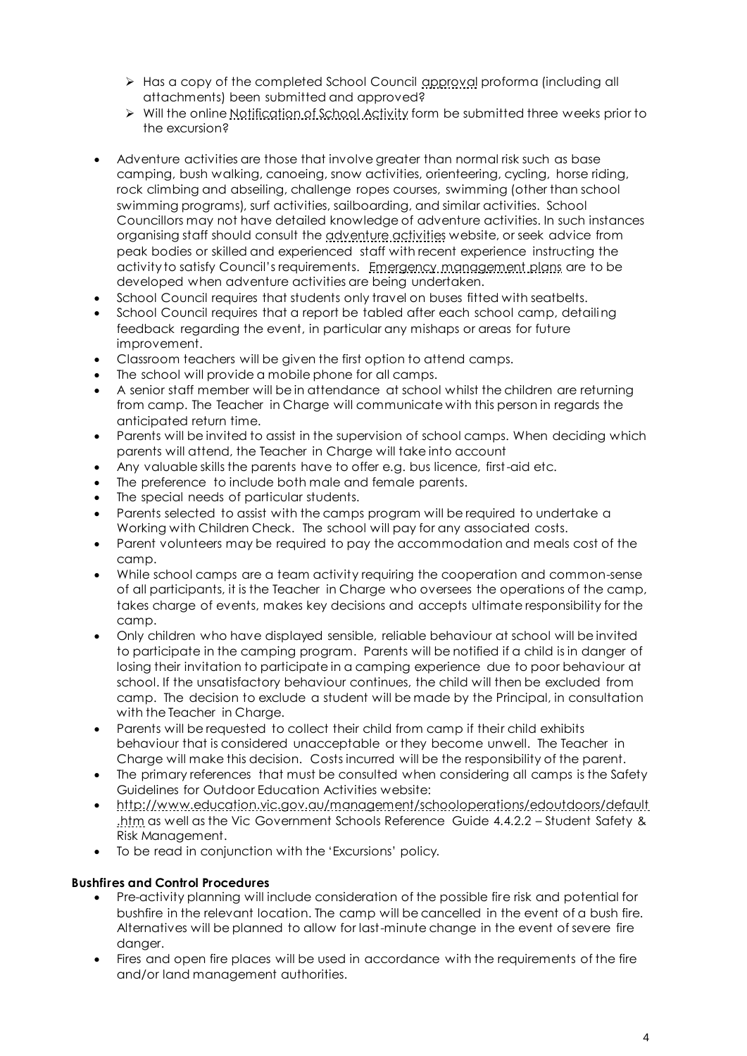- Has a copy of the completed School Council approval proforma (including all attachments) been submitted and approved?
  - Will the online Notification of School Activity form be submitted three weeks prior to the excursion?

- Adventure activities are those that involve greater than normal risk such as base camping, bush walking, canoeing, snow activities, orienteering, cycling, horse riding, rock climbing and abseiling, challenge ropes courses, swimming (other than school swimming programs), surf activities, sailboarding, and similar activities. School Councillors may not have detailed knowledge of adventure activities. In such instances organising staff should consult the adventure activities website, or seek advice from peak bodies or skilled and experienced staff with recent experience instructing the activity to satisfy Council's requirements. Emergency management plans are to be developed when adventure activities are being undertaken.
- School Council requires that students only travel on buses fitted with seatbelts.
- School Council requires that a report be tabled after each school camp, detailing feedback regarding the event, in particular any mishaps or areas for future improvement.
- Classroom teachers will be given the first option to attend camps.
- The school will provide a mobile phone for all camps.
- A senior staff member will be in attendance at school whilst the children are returning from camp. The Teacher in Charge will communicate with this person in regards the anticipated return time.
- Parents will be invited to assist in the supervision of school camps. When deciding which parents will attend, the Teacher in Charge will take into account
- Any valuable skills the parents have to offer e.g. bus licence, first-aid etc.
- The preference to include both male and female parents.
- The special needs of particular students.
- Parents selected to assist with the camps program will be required to undertake a Working with Children Check. The school will pay for any associated costs.
- Parent volunteers may be required to pay the accommodation and meals cost of the camp.
- While school camps are a team activity requiring the cooperation and common-sense of all participants, it is the Teacher in Charge who oversees the operations of the camp, takes charge of events, makes key decisions and accepts ultimate responsibility for the camp.
- Only children who have displayed sensible, reliable behaviour at school will be invited to participate in the camping program. Parents will be notified if a child is in danger of losing their invitation to participate in a camping experience due to poor behaviour at school. If the unsatisfactory behaviour continues, the child will then be excluded from camp. The decision to exclude a student will be made by the Principal, in consultation with the Teacher in Charge.
- Parents will be requested to collect their child from camp if their child exhibits behaviour that is considered unacceptable or they become unwell. The Teacher in Charge will make this decision. Costs incurred will be the responsibility of the parent.
- The primary references that must be consulted when considering all camps is the Safety Guidelines for Outdoor Education Activities website:
- http://www.education.vic.gov.au/management/schooloperations/edoutdoors/default.htm as well as the Vic Government Schools Reference Guide 4.4.2.2 – Student Safety & Risk Management.
- To be read in conjunction with the 'Excursions' policy.

**Bushfires and Control Procedures**

- Pre-activity planning will include consideration of the possible fire risk and potential for bushfire in the relevant location. The camp will be cancelled in the event of a bush fire. Alternatives will be planned to allow for last-minute change in the event of severe fire danger.
- Fires and open fire places will be used in accordance with the requirements of the fire and/or land management authorities.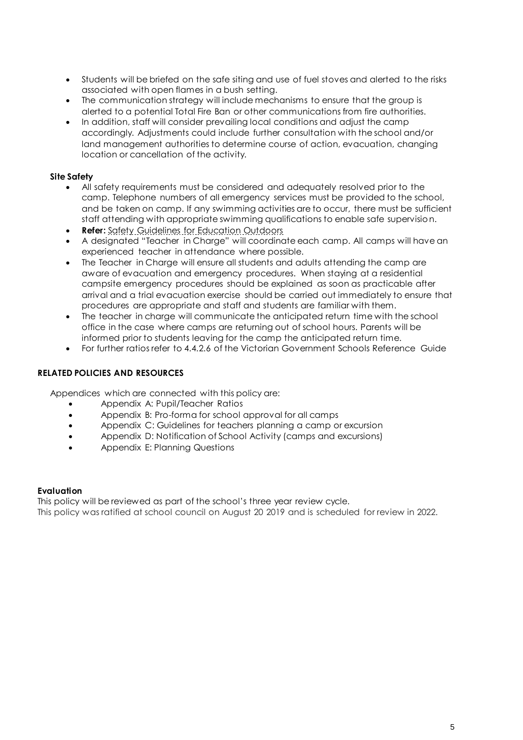- Students will be briefed on the safe siting and use of fuel stoves and alerted to the risks associated with open flames in a bush setting.
- The communication strategy will include mechanisms to ensure that the group is alerted to a potential Total Fire Ban or other communications from fire authorities.
- In addition, staff will consider prevailing local conditions and adjust the camp accordingly. Adjustments could include further consultation with the school and/or land management authorities to determine course of action, evacuation, changing location or cancellation of the activity.

**Site Safety**

- All safety requirements must be considered and adequately resolved prior to the camp. Telephone numbers of all emergency services must be provided to the school, and be taken on camp. If any swimming activities are to occur, there must be sufficient staff attending with appropriate swimming qualifications to enable safe supervision.
- **Refer:** Safety Guidelines for Education Outdoors
- A designated "Teacher in Charge" will coordinate each camp. All camps will have an experienced teacher in attendance where possible.
- The Teacher in Charge will ensure all students and adults attending the camp are aware of evacuation and emergency procedures. When staying at a residential campsite emergency procedures should be explained as soon as practicable after arrival and a trial evacuation exercise should be carried out immediately to ensure that procedures are appropriate and staff and students are familiar with them.
- The teacher in charge will communicate the anticipated return time with the school office in the case where camps are returning out of school hours. Parents will be informed prior to students leaving for the camp the anticipated return time.
- For further ratios refer to 4.4.2.6 of the Victorian Government Schools Reference Guide

**RELATED POLICIES AND RESOURCES**

Appendices which are connected with this policy are:

- Appendix A: Pupil/Teacher Ratios
- Appendix B: Pro-forma for school approval for all camps
- Appendix C: Guidelines for teachers planning a camp or excursion
- Appendix D: Notification of School Activity (camps and excursions)
- Appendix E: Planning Questions

**Evaluation**

This policy will be reviewed as part of the school's three year review cycle.
This policy was ratified at school council on August 20 2019 and is scheduled for review in 2022.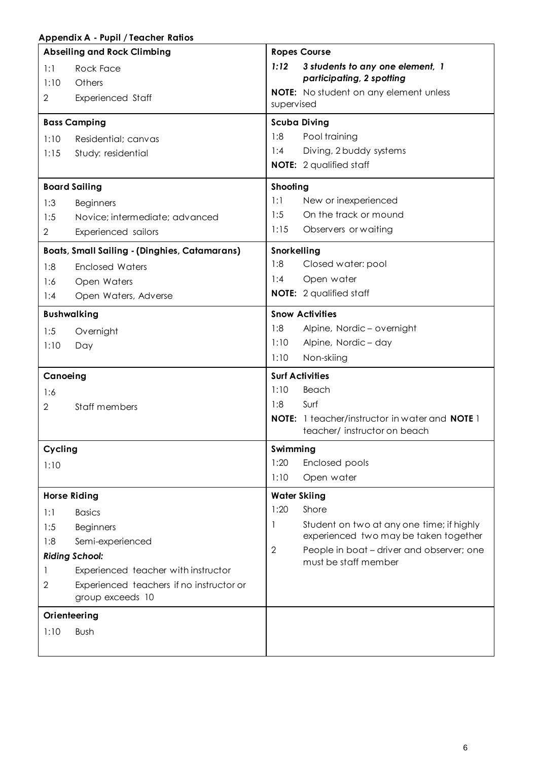**Appendix A - Pupil / Teacher Ratios**

| Activity | Ratio | Details |
|---|---|---|
| **Abseiling and Rock Climbing** | 1:1 | Rock Face |
| | 1:10 | Others |
| | 2 | Experienced Staff |
| **Bass Camping** | 1:10 | Residential; canvas |
| | 1:15 | Study: residential |
| **Board Sailing** | 1:3 | Beginners |
| | 1:5 | Novice; intermediate; advanced |
| | 2 | Experienced sailors |
| **Boats, Small Sailing - (Dinghies, Catamarans)** | 1:8 | Enclosed Waters |
| | 1:6 | Open Waters |
| | 1:4 | Open Waters, Adverse |
| **Bushwalking** | 1:5 | Overnight |
| | 1:10 | Day |
| **Canoeing** | 1:6 | |
| | 2 | Staff members |
| **Cycling** | 1:10 | |
| **Horse Riding** | 1:1 | Basics |
| | 1:5 | Beginners |
| | 1:8 | Semi-experienced |
| | ***Riding School:*** | |
| | 1 | Experienced teacher with instructor |
| | 2 | Experienced teachers if no instructor or group exceeds 10 |
| **Orienteering** | 1:10 | Bush |
| **Ropes Course** | ***1:12*** | ***3 students to any one element, 1 participating, 2 spotting*** |
| | | **NOTE:** No student on any element unless supervised |
| **Scuba Diving** | 1:8 | Pool training |
| | 1:4 | Diving, 2 buddy systems |
| | | **NOTE:** 2 qualified staff |
| **Shooting** | 1:1 | New or inexperienced |
| | 1:5 | On the track or mound |
| | 1:15 | Observers or waiting |
| **Snorkelling** | 1:8 | Closed water: pool |
| | 1:4 | Open water |
| | | **NOTE:** 2 qualified staff |
| **Snow Activities** | 1:8 | Alpine, Nordic – overnight |
| | 1:10 | Alpine, Nordic – day |
| | 1:10 | Non-skiing |
| **Surf Activities** | 1:10 | Beach |
| | 1:8 | Surf |
| | | **NOTE:** 1 teacher/instructor in water and **NOTE** 1 teacher/ instructor on beach |
| **Swimming** | 1:20 | Enclosed pools |
| | 1:10 | Open water |
| **Water Skiing** | 1:20 | Shore |
| | 1 | Student on two at any one time; if highly experienced two may be taken together |
| | 2 | People in boat – driver and observer; one must be staff member |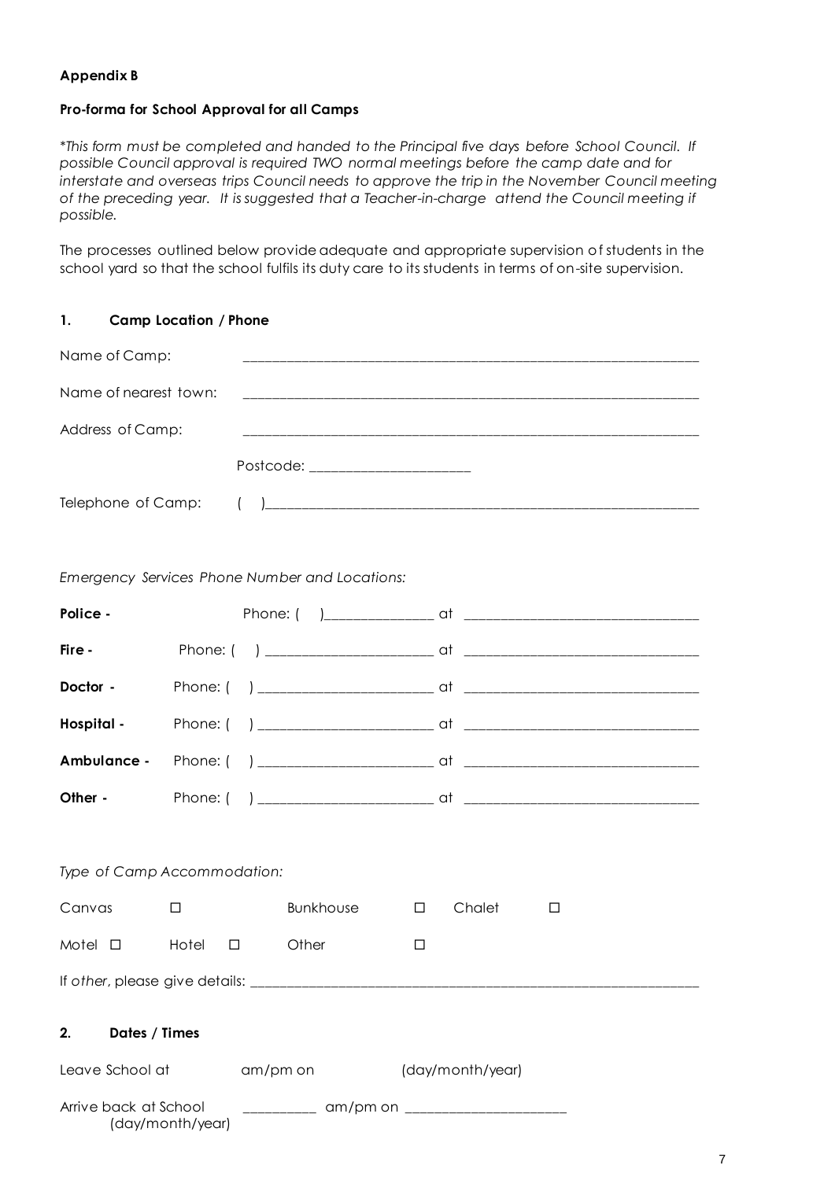**Appendix B**

**Pro-forma for School Approval for all Camps**

**This form must be completed and handed to the Principal five days before School Council. If possible Council approval is required TWO normal meetings before the camp date and for interstate and overseas trips Council needs to approve the trip in the November Council meeting of the preceding year. It is suggested that a Teacher-in-charge attend the Council meeting if possible.*

The processes outlined below provide adequate and appropriate supervision of students in the school yard so that the school fulfils its duty care to its students in terms of on-site supervision.

## 1. Camp Location / Phone

Name of Camp: ______________________________________________________________

Name of nearest town: ______________________________________________________________

Address of Camp: ______________________________________________________________

Postcode: ____________________

Telephone of Camp: ( )______________________________________________________

*Emergency Services Phone Number and Locations:*

**Police -** Phone: ( )_______________ at ______________________________

**Fire -** Phone: ( ) _____________________ at ______________________________

**Doctor -** Phone: ( ) _____________________ at ______________________________

**Hospital -** Phone: ( ) _____________________ at ______________________________

**Ambulance -** Phone: ( ) _____________________ at ______________________________

**Other -** Phone: ( ) _____________________ at ______________________________

*Type of Camp Accommodation:*

Canvas ☐ Bunkhouse ☐ Chalet ☐

Motel ☐ Hotel ☐ Other ☐

If *other*, please give details: ______________________________________________________

## 2. Dates / Times

Leave School at am/pm on (day/month/year)

Arrive back at School _________ am/pm on ____________________ (day/month/year)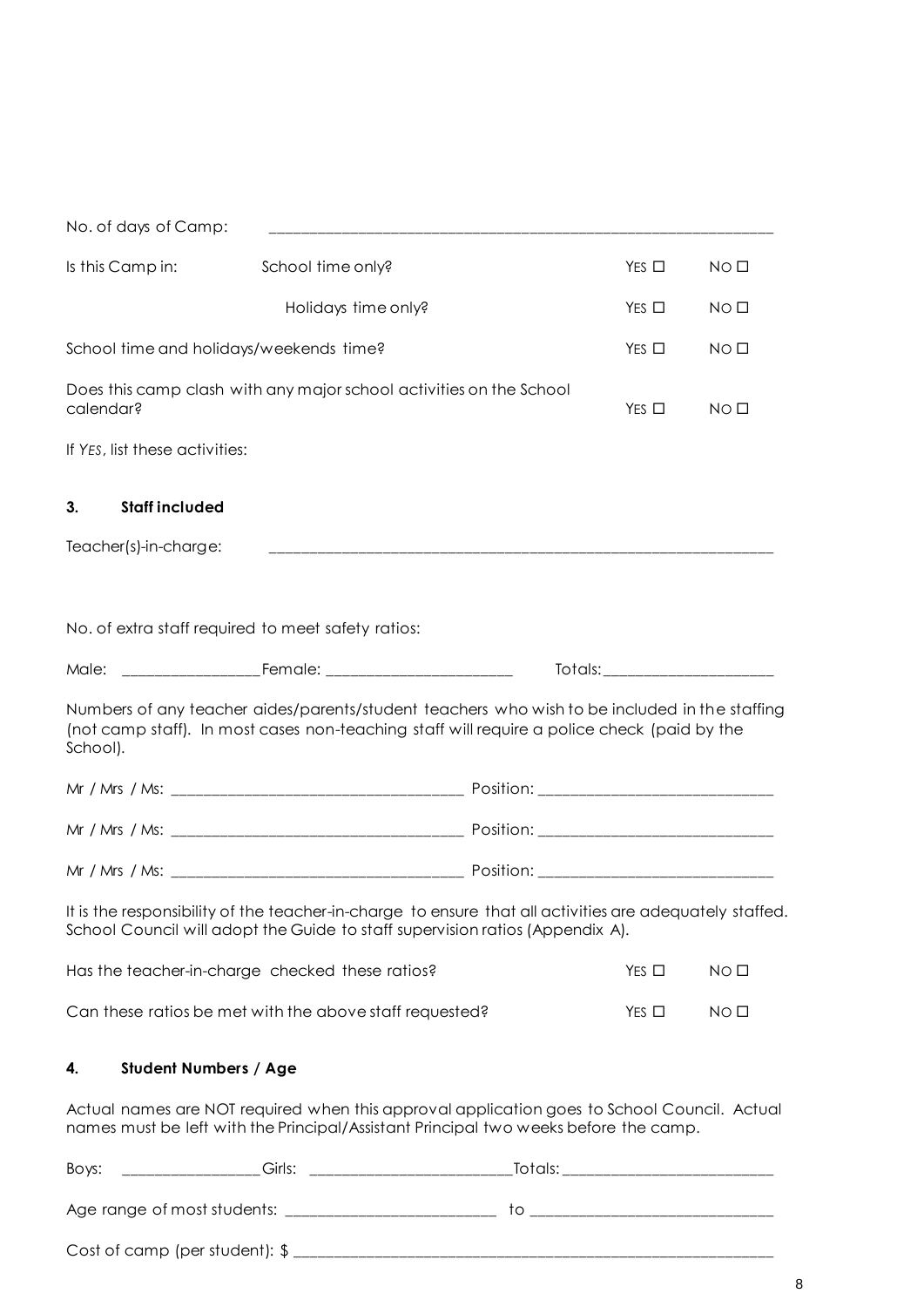No. of days of Camp: ______________________________________________

| | | | |
|---|---|---|---|
| Is this Camp in: | School time only? | YES ☐ | NO ☐ |
| | Holidays time only? | YES ☐ | NO ☐ |
| School time and holidays/weekends time? | | YES ☐ | NO ☐ |
| Does this camp clash with any major school activities on the School calendar? | | YES ☐ | NO ☐ |

If *YES*, list these activities:

### 3. Staff included

Teacher(s)-in-charge: ______________________________________________

No. of extra staff required to meet safety ratios:

Male: ________________ Female: ______________________ Totals: ____________________

Numbers of any teacher aides/parents/student teachers who wish to be included in the staffing (not camp staff). In most cases non-teaching staff will require a police check (paid by the School).

Mr / Mrs / Ms: __________________________________ Position: ___________________________

Mr / Mrs / Ms: __________________________________ Position: ___________________________

Mr / Mrs / Ms: __________________________________ Position: ___________________________

It is the responsibility of the teacher-in-charge to ensure that all activities are adequately staffed. School Council will adopt the Guide to staff supervision ratios (Appendix A).

| | | |
|---|---|---|
| Has the teacher-in-charge checked these ratios? | YES ☐ | NO ☐ |
| Can these ratios be met with the above staff requested? | YES ☐ | NO ☐ |

### 4. Student Numbers / Age

Actual names are NOT required when this approval application goes to School Council. Actual names must be left with the Principal/Assistant Principal two weeks before the camp.

Boys: ________________ Girls: _______________________ Totals: _________________________

Age range of most students: ________________________ to ____________________________

Cost of camp (per student): $ ______________________________________________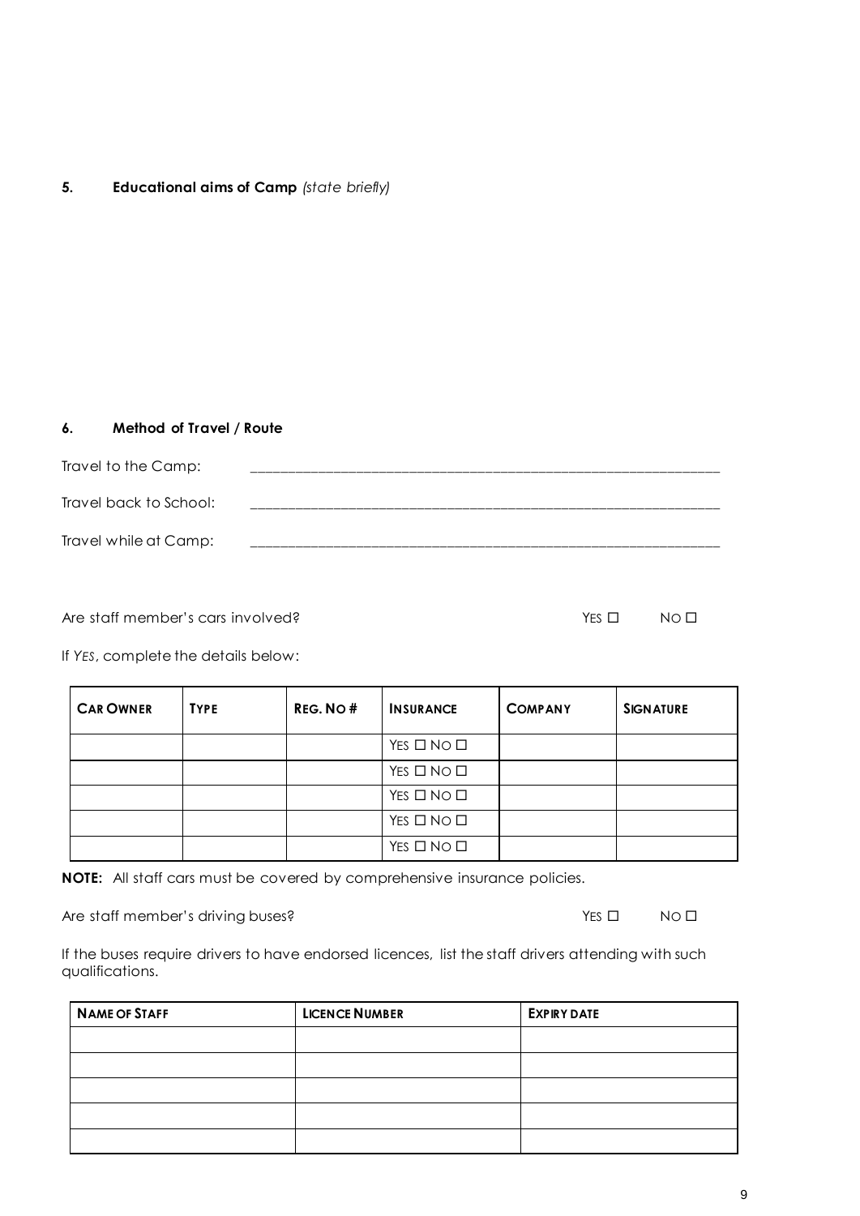## 5. Educational aims of Camp *(state briefly)*

## 6. Method of Travel / Route

Travel to the Camp: ____________________________________________________________

Travel back to School: ____________________________________________________________

Travel while at Camp: ____________________________________________________________

Are staff member's cars involved? YES ☐ NO ☐

If *YES*, complete the details below:

| CAR OWNER | TYPE | REG. NO # | INSURANCE | COMPANY | SIGNATURE |
|---|---|---|---|---|---|
| | | | YES ☐ NO ☐ | | |
| | | | YES ☐ NO ☐ | | |
| | | | YES ☐ NO ☐ | | |
| | | | YES ☐ NO ☐ | | |
| | | | YES ☐ NO ☐ | | |

**NOTE:** All staff cars must be covered by comprehensive insurance policies.

Are staff member's driving buses? YES ☐ NO ☐

If the buses require drivers to have endorsed licences, list the staff drivers attending with such qualifications.

| NAME OF STAFF | LICENCE NUMBER | EXPIRY DATE |
|---|---|---|
| | | |
| | | |
| | | |
| | | |
| | | |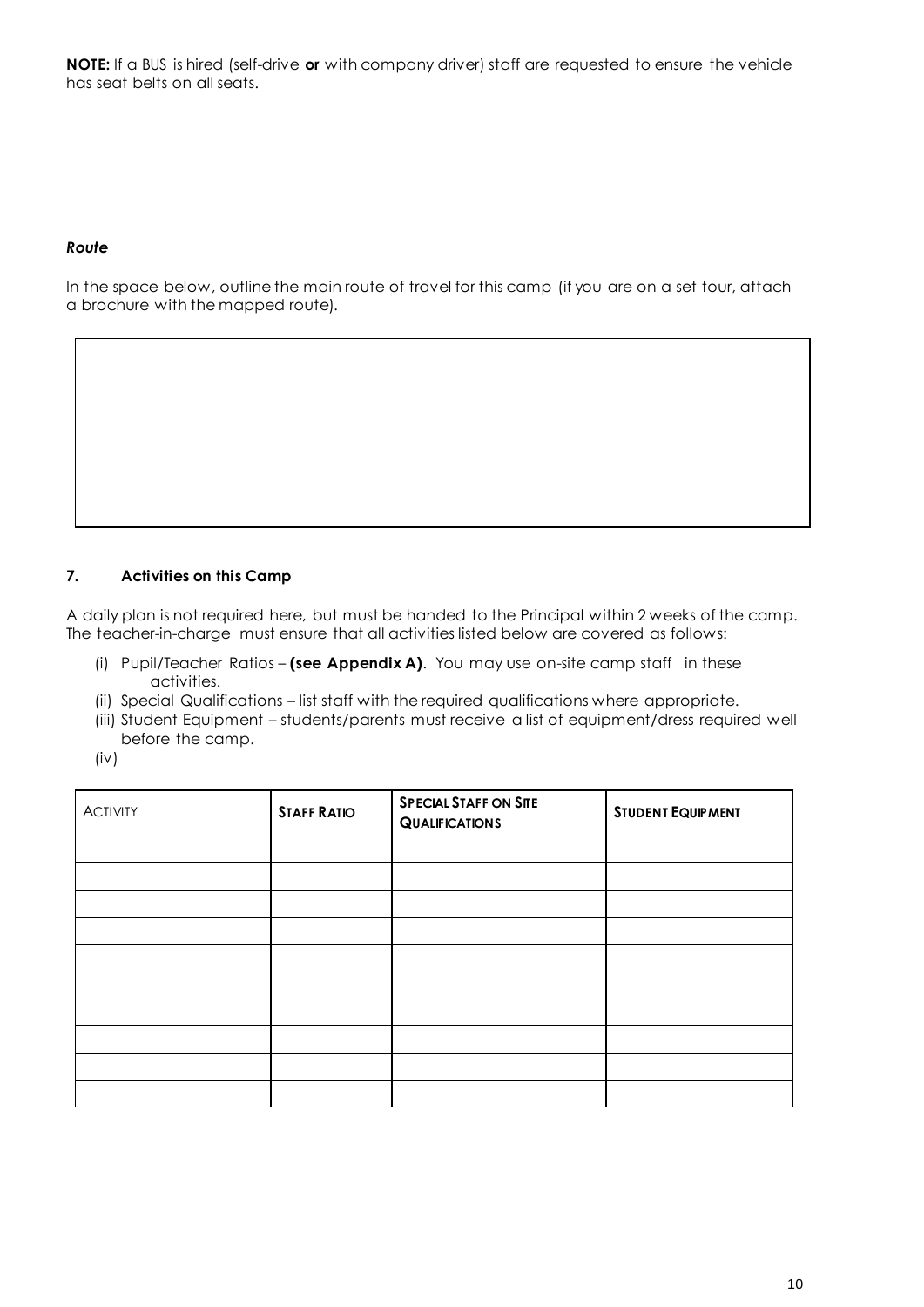**NOTE:** If a BUS is hired (self-drive **or** with company driver) staff are requested to ensure the vehicle has seat belts on all seats.

***Route***

In the space below, outline the main route of travel for this camp (if you are on a set tour, attach a brochure with the mapped route).

| |
|---|
| |

### 7. Activities on this Camp

A daily plan is not required here, but must be handed to the Principal within 2 weeks of the camp. The teacher-in-charge must ensure that all activities listed below are covered as follows:

(i) Pupil/Teacher Ratios – **(see Appendix A)**. You may use on-site camp staff in these activities.
(ii) Special Qualifications – list staff with the required qualifications where appropriate.
(iii) Student Equipment – students/parents must receive a list of equipment/dress required well before the camp.
(iv)

| ACTIVITY | **STAFF RATIO** | **SPECIAL STAFF ON SITE QUALIFICATIONS** | **STUDENT EQUIPMENT** |
|---|---|---|---|
| | | | |
| | | | |
| | | | |
| | | | |
| | | | |
| | | | |
| | | | |
| | | | |
| | | | |
| | | | |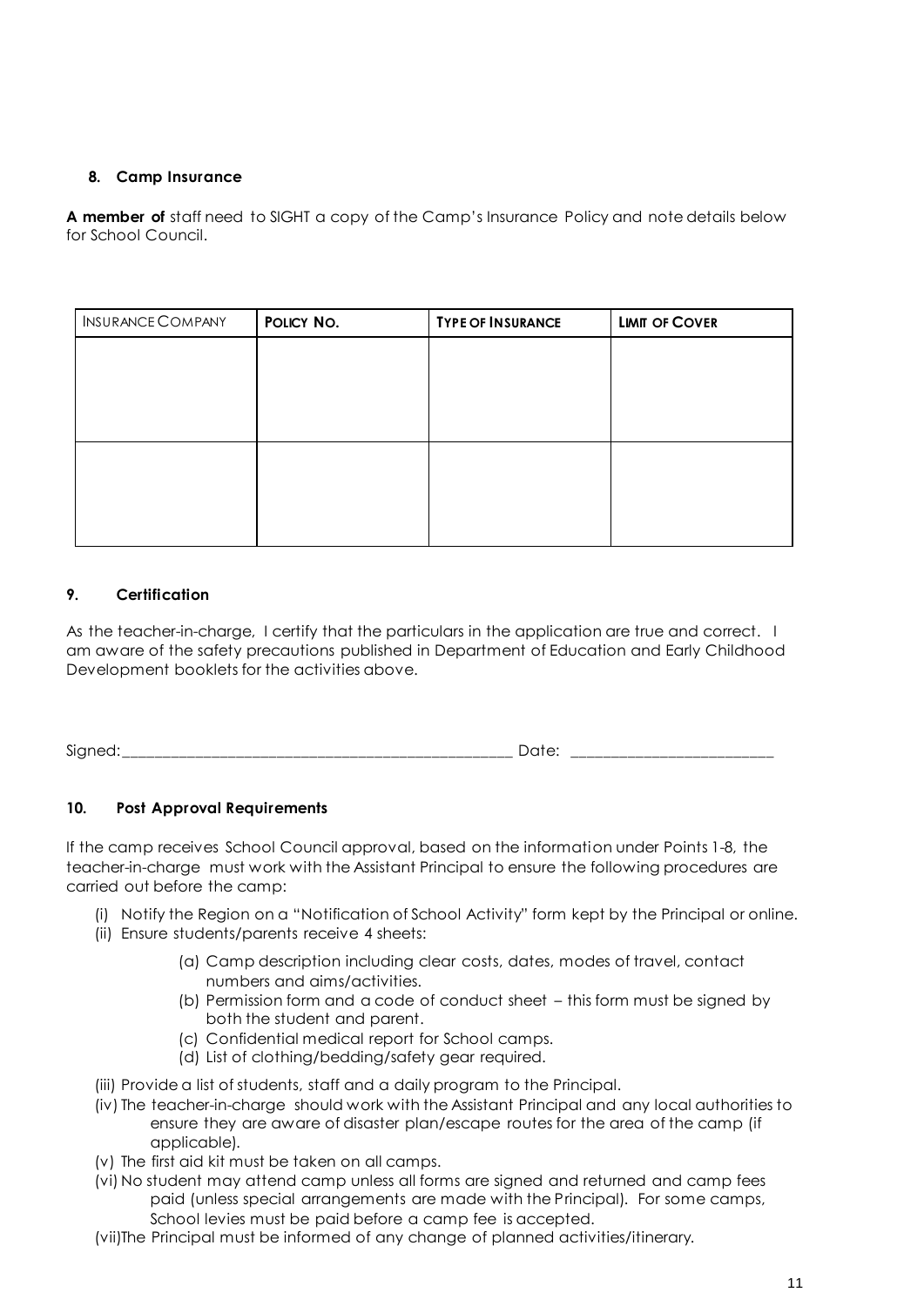#### 8. Camp Insurance

**A member of** staff need to SIGHT a copy of the Camp's Insurance Policy and note details below for School Council.

| INSURANCE COMPANY | POLICY NO. | TYPE OF INSURANCE | LIMIT OF COVER |
|---|---|---|---|
| | | | |
| | | | |

#### 9. Certification

As the teacher-in-charge, I certify that the particulars in the application are true and correct. I am aware of the safety precautions published in Department of Education and Early Childhood Development booklets for the activities above.

Signed:_______________________________________________ Date: ______________________

#### 10. Post Approval Requirements

If the camp receives School Council approval, based on the information under Points 1-8, the teacher-in-charge must work with the Assistant Principal to ensure the following procedures are carried out before the camp:

(i) Notify the Region on a "Notification of School Activity" form kept by the Principal or online.

(ii) Ensure students/parents receive 4 sheets:

- (a) Camp description including clear costs, dates, modes of travel, contact numbers and aims/activities.
- (b) Permission form and a code of conduct sheet – this form must be signed by both the student and parent.
- (c) Confidential medical report for School camps.
- (d) List of clothing/bedding/safety gear required.

(iii) Provide a list of students, staff and a daily program to the Principal.

(iv) The teacher-in-charge should work with the Assistant Principal and any local authorities to ensure they are aware of disaster plan/escape routes for the area of the camp (if applicable).

(v) The first aid kit must be taken on all camps.

(vi) No student may attend camp unless all forms are signed and returned and camp fees paid (unless special arrangements are made with the Principal). For some camps, School levies must be paid before a camp fee is accepted.

(vii)The Principal must be informed of any change of planned activities/itinerary.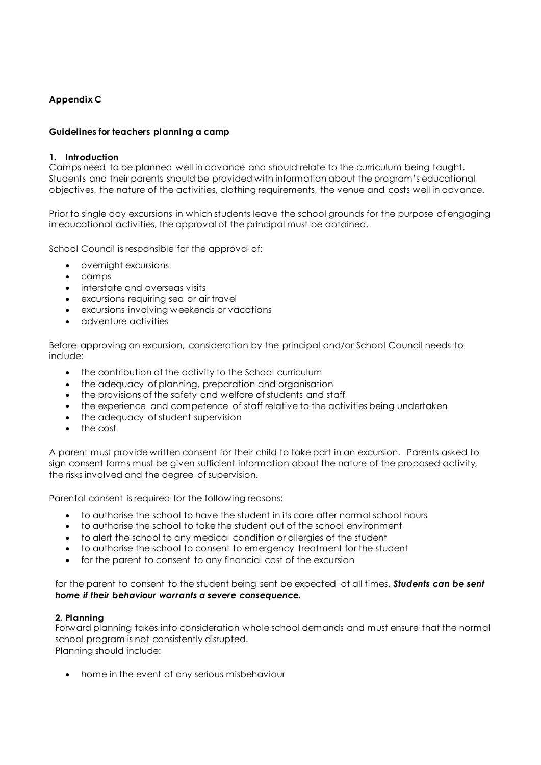**Appendix C**

**Guidelines for teachers planning a camp**

**1. Introduction**

Camps need to be planned well in advance and should relate to the curriculum being taught. Students and their parents should be provided with information about the program's educational objectives, the nature of the activities, clothing requirements, the venue and costs well in advance.

Prior to single day excursions in which students leave the school grounds for the purpose of engaging in educational activities, the approval of the principal must be obtained.

School Council is responsible for the approval of:

- overnight excursions
- camps
- interstate and overseas visits
- excursions requiring sea or air travel
- excursions involving weekends or vacations
- adventure activities

Before approving an excursion, consideration by the principal and/or School Council needs to include:

- the contribution of the activity to the School curriculum
- the adequacy of planning, preparation and organisation
- the provisions of the safety and welfare of students and staff
- the experience and competence of staff relative to the activities being undertaken
- the adequacy of student supervision
- the cost

A parent must provide written consent for their child to take part in an excursion. Parents asked to sign consent forms must be given sufficient information about the nature of the proposed activity, the risks involved and the degree of supervision.

Parental consent is required for the following reasons:

- to authorise the school to have the student in its care after normal school hours
- to authorise the school to take the student out of the school environment
- to alert the school to any medical condition or allergies of the student
- to authorise the school to consent to emergency treatment for the student
- for the parent to consent to any financial cost of the excursion

for the parent to consent to the student being sent be expected at all times. ***Students can be sent home if their behaviour warrants a severe consequence.***

**2. Planning**

Forward planning takes into consideration whole school demands and must ensure that the normal school program is not consistently disrupted.

Planning should include:

- home in the event of any serious misbehaviour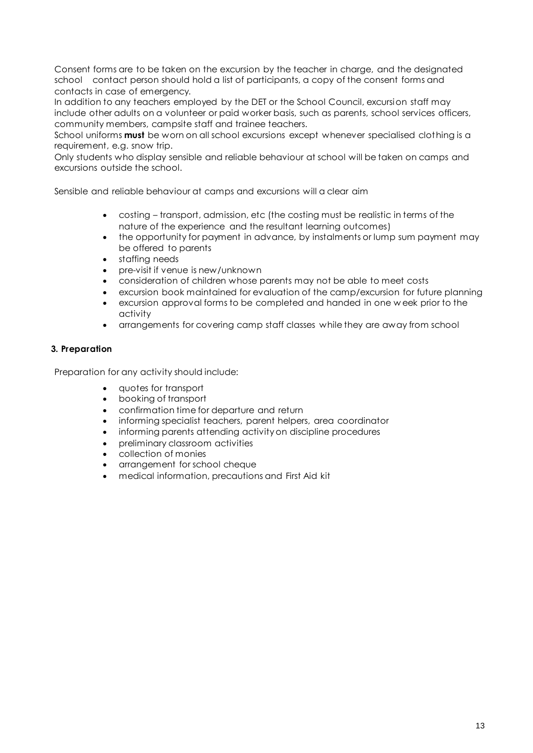Consent forms are to be taken on the excursion by the teacher in charge, and the designated school contact person should hold a list of participants, a copy of the consent forms and contacts in case of emergency.

In addition to any teachers employed by the DET or the School Council, excursion staff may include other adults on a volunteer or paid worker basis, such as parents, school services officers, community members, campsite staff and trainee teachers.

School uniforms **must** be worn on all school excursions except whenever specialised clothing is a requirement, e.g. snow trip.

Only students who display sensible and reliable behaviour at school will be taken on camps and excursions outside the school.

Sensible and reliable behaviour at camps and excursions will a clear aim

- costing – transport, admission, etc (the costing must be realistic in terms of the nature of the experience and the resultant learning outcomes)
- the opportunity for payment in advance, by instalments or lump sum payment may be offered to parents
- staffing needs
- pre-visit if venue is new/unknown
- consideration of children whose parents may not be able to meet costs
- excursion book maintained for evaluation of the camp/excursion for future planning
- excursion approval forms to be completed and handed in one week prior to the activity
- arrangements for covering camp staff classes while they are away from school

**3. Preparation**

Preparation for any activity should include:

- quotes for transport
- booking of transport
- confirmation time for departure and return
- informing specialist teachers, parent helpers, area coordinator
- informing parents attending activity on discipline procedures
- preliminary classroom activities
- collection of monies
- arrangement for school cheque
- medical information, precautions and First Aid kit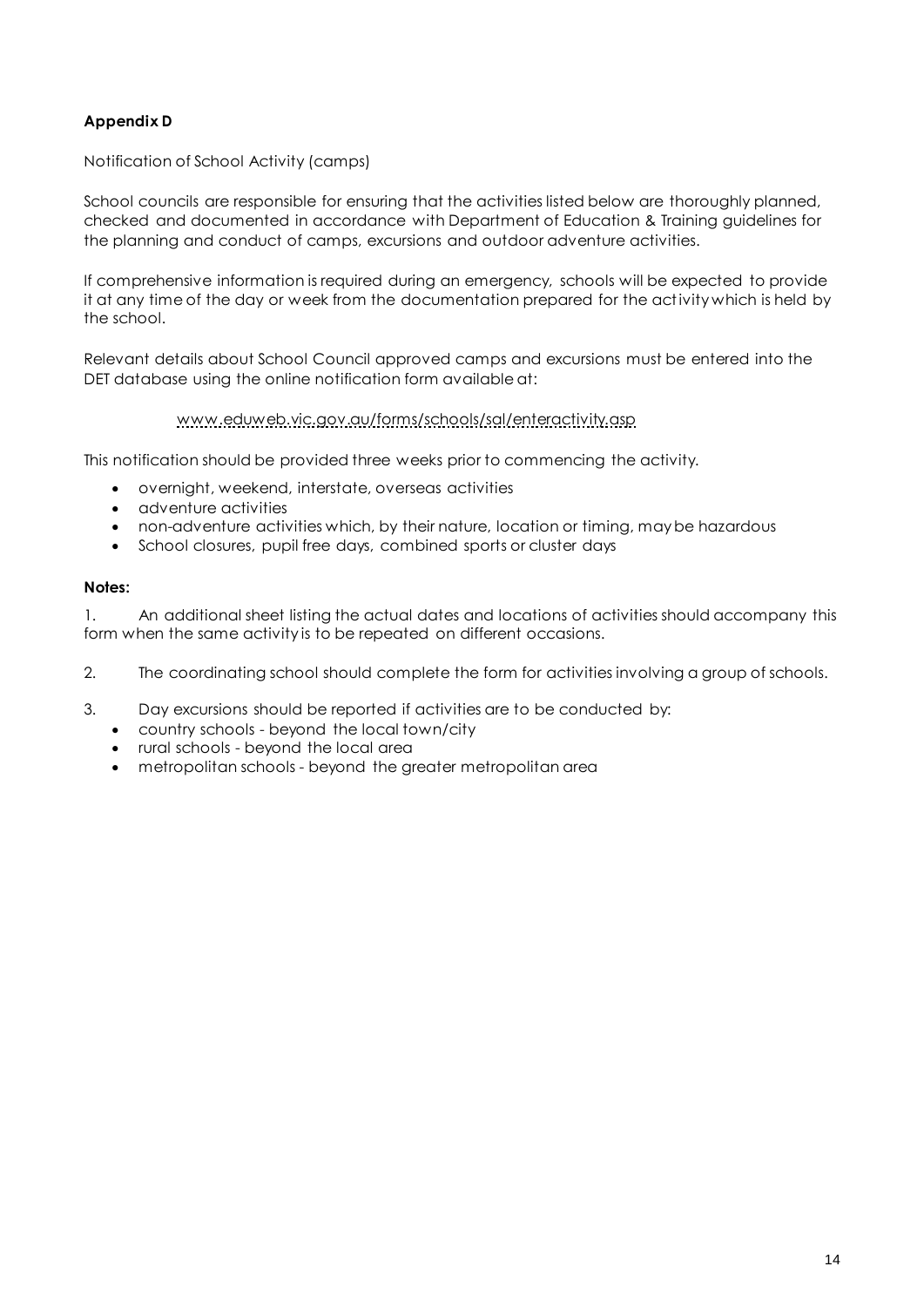**Appendix D**

Notification of School Activity (camps)

School councils are responsible for ensuring that the activities listed below are thoroughly planned, checked and documented in accordance with Department of Education & Training guidelines for the planning and conduct of camps, excursions and outdoor adventure activities.

If comprehensive information is required during an emergency, schools will be expected to provide it at any time of the day or week from the documentation prepared for the activity which is held by the school.

Relevant details about School Council approved camps and excursions must be entered into the DET database using the online notification form available at:

www.eduweb.vic.gov.au/forms/schools/sal/enteractivity.asp

This notification should be provided three weeks prior to commencing the activity.

- overnight, weekend, interstate, overseas activities
- adventure activities
- non-adventure activities which, by their nature, location or timing, may be hazardous
- School closures, pupil free days, combined sports or cluster days

**Notes:**

1. An additional sheet listing the actual dates and locations of activities should accompany this form when the same activity is to be repeated on different occasions.

2. The coordinating school should complete the form for activities involving a group of schools.

3. Day excursions should be reported if activities are to be conducted by:
   - country schools - beyond the local town/city
   - rural schools - beyond the local area
   - metropolitan schools - beyond the greater metropolitan area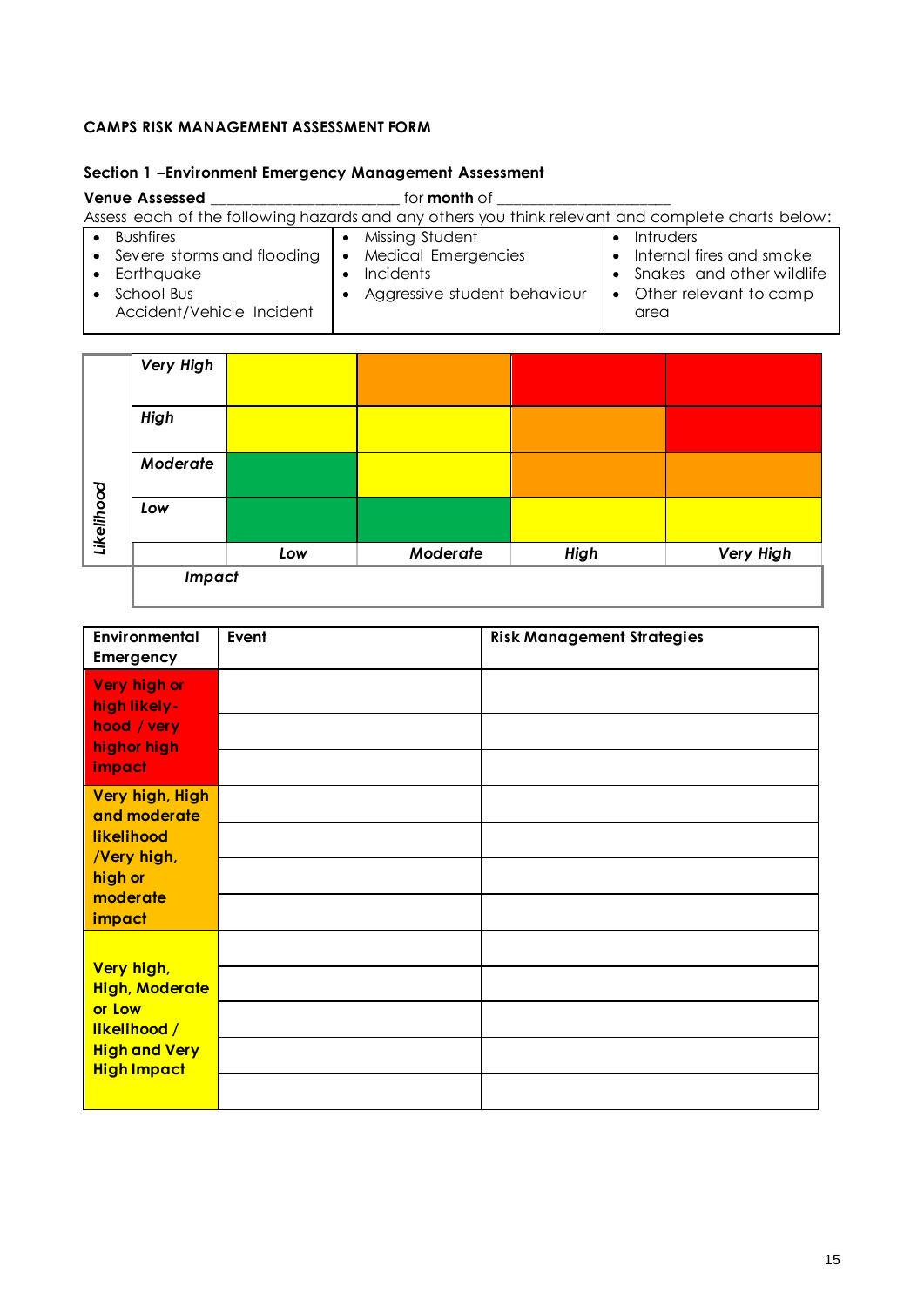**CAMPS RISK MANAGEMENT ASSESSMENT FORM**

**Section 1 –Environment Emergency Management Assessment**

**Venue Assessed** ______________________ for **month** of ____________________

Assess each of the following hazards and any others you think relevant and complete charts below:

| | | |
|---|---|---|
| • Bushfires<br>• Severe storms and flooding<br>• Earthquake<br>• School Bus Accident/Vehicle Incident | • Missing Student<br>• Medical Emergencies<br>• Incidents<br>• Aggressive student behaviour | • Intruders<br>• Internal fires and smoke<br>• Snakes and other wildlife<br>• Other relevant to camp area |

| *Likelihood* | | | | | |
|---|---|---|---|---|---|
| | ***Very High*** | Yellow | Orange | Red | Red |
| | ***High*** | Yellow | Yellow | Orange | Red |
| | ***Moderate*** | Green | Yellow | Orange | Orange |
| | ***Low*** | Green | Green | Yellow | Yellow |
| | | ***Low*** | ***Moderate*** | ***High*** | ***Very High*** |
| | ***Impact*** | | | | |

| Environmental Emergency | Event | Risk Management Strategies |
|---|---|---|
| **Very high or high likely-hood / very highor high impact** | | |
| | | |
| | | |
| **Very high, High and moderate likelihood /Very high, high or moderate impact** | | |
| | | |
| | | |
| | | |
| **Very high, High, Moderate or Low likelihood / High and Very High Impact** | | |
| | | |
| | | |
| | | |
| | | |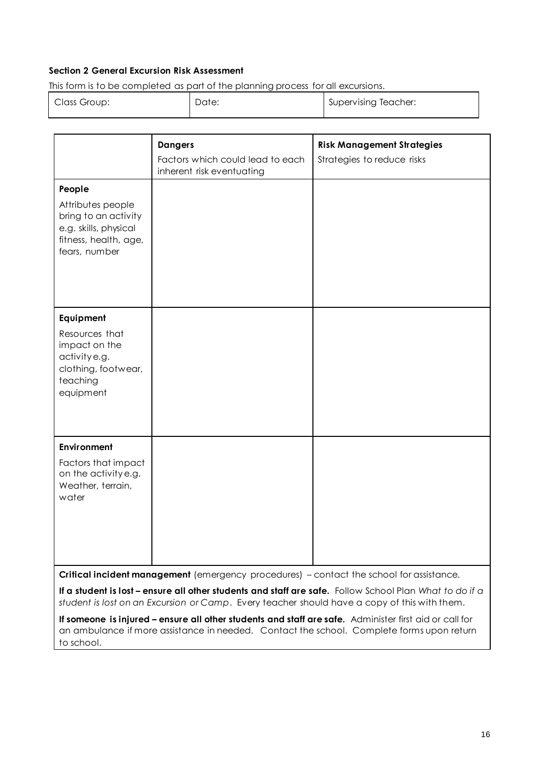**Section 2 General Excursion Risk Assessment**

This form is to be completed as part of the planning process for all excursions.

| Class Group: | Date: | Supervising Teacher: |
|---|---|---|

| | **Dangers**<br>Factors which could lead to each inherent risk eventuating | **Risk Management Strategies**<br>Strategies to reduce risks |
|---|---|---|
| **People**<br>Attributes people bring to an activity e.g. skills, physical fitness, health, age, fears, number | | |
| **Equipment**<br>Resources that impact on the activity e.g. clothing, footwear, teaching equipment | | |
| **Environment**<br>Factors that impact on the activity e.g. Weather, terrain, water | | |

**Critical incident management** (emergency procedures) – contact the school for assistance.

**If a student is lost – ensure all other students and staff are safe.** Follow School Plan *What to do if a student is lost on an Excursion or Camp*. Every teacher should have a copy of this with them.

**If someone is injured – ensure all other students and staff are safe.** Administer first aid or call for an ambulance if more assistance in needed. Contact the school. Complete forms upon return to school.